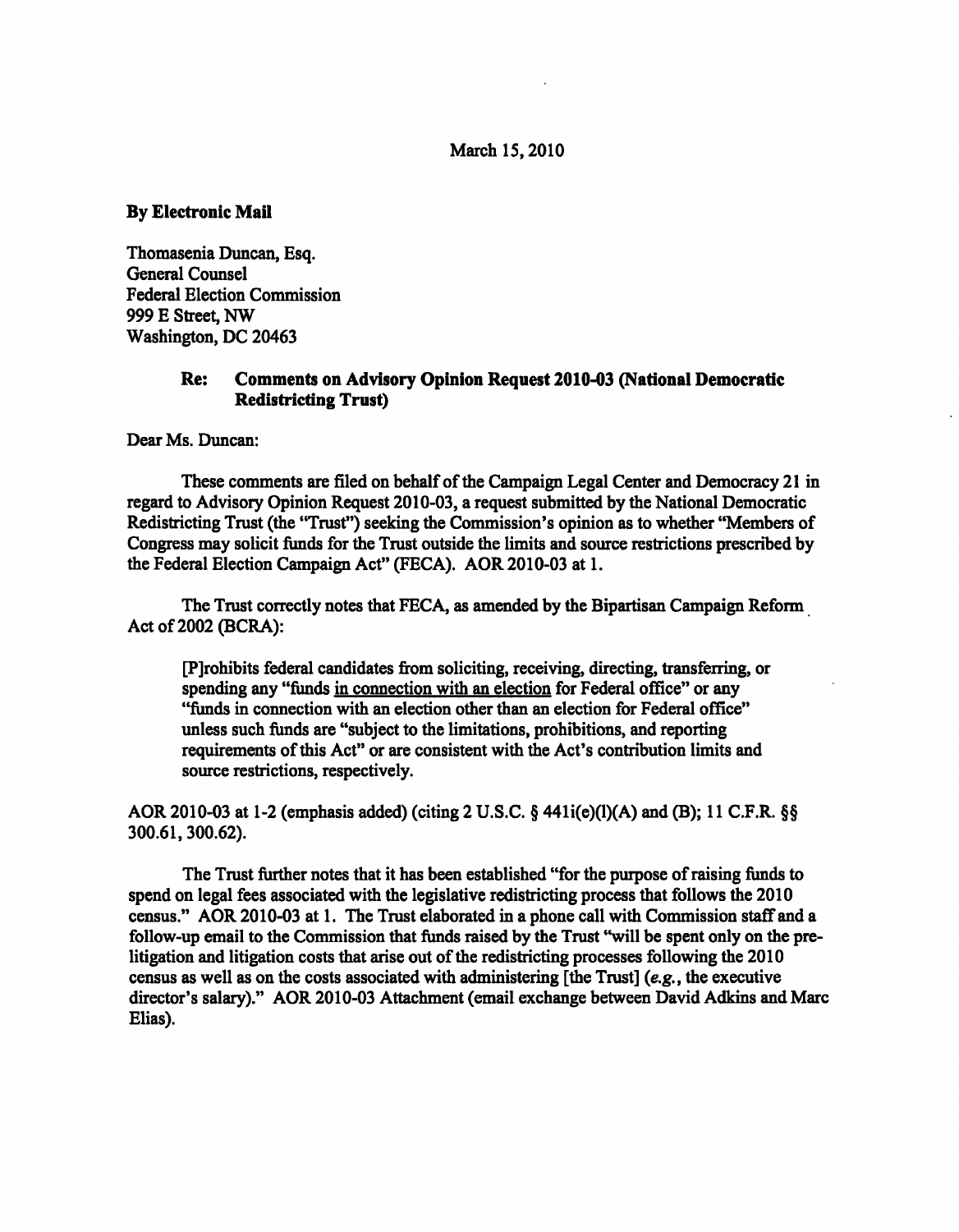March 15, 2010

**By Electronic Mail**

Thomasenia Duncan, Esq.
General Counsel
Federal Election Commission
999 E Street, NW
Washington, DC 20463

**Re: Comments on Advisory Opinion Request 2010-03 (National Democratic Redistricting Trust)**

Dear Ms. Duncan:

These comments are filed on behalf of the Campaign Legal Center and Democracy 21 in regard to Advisory Opinion Request 2010-03, a request submitted by the National Democratic Redistricting Trust (the "Trust") seeking the Commission's opinion as to whether "Members of Congress may solicit funds for the Trust outside the limits and source restrictions prescribed by the Federal Election Campaign Act" (FECA). AOR 2010-03 at 1.

The Trust correctly notes that FECA, as amended by the Bipartisan Campaign Reform Act of 2002 (BCRA):

> [P]rohibits federal candidates from soliciting, receiving, directing, transferring, or spending any "funds <u>in connection with an election</u> for Federal office" or any "funds in connection with an election other than an election for Federal office" unless such funds are "subject to the limitations, prohibitions, and reporting requirements of this Act" or are consistent with the Act's contribution limits and source restrictions, respectively.

AOR 2010-03 at 1-2 (emphasis added) (citing 2 U.S.C. § 441i(e)(l)(A) and (B); 11 C.F.R. §§ 300.61, 300.62).

The Trust further notes that it has been established "for the purpose of raising funds to spend on legal fees associated with the legislative redistricting process that follows the 2010 census." AOR 2010-03 at 1. The Trust elaborated in a phone call with Commission staff and a follow-up email to the Commission that funds raised by the Trust "will be spent only on the pre-litigation and litigation costs that arise out of the redistricting processes following the 2010 census as well as on the costs associated with administering [the Trust] (*e.g.*, the executive director's salary)." AOR 2010-03 Attachment (email exchange between David Adkins and Marc Elias).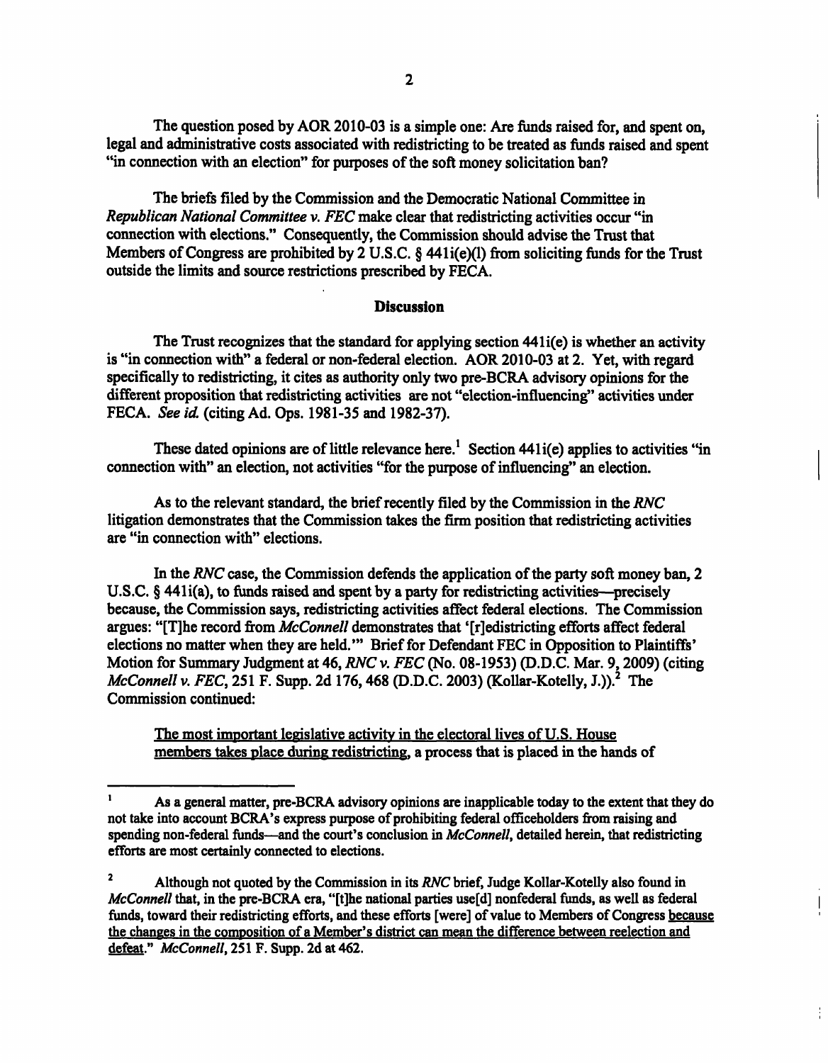The question posed by AOR 2010-03 is a simple one: Are funds raised for, and spent on, legal and administrative costs associated with redistricting to be treated as funds raised and spent "in connection with an election" for purposes of the soft money solicitation ban?

The briefs filed by the Commission and the Democratic National Committee in *Republican National Committee v. FEC* make clear that redistricting activities occur "in connection with elections." Consequently, the Commission should advise the Trust that Members of Congress are prohibited by 2 U.S.C. § 441i(e)(l) from soliciting funds for the Trust outside the limits and source restrictions prescribed by FECA.

## Discussion

The Trust recognizes that the standard for applying section 441i(e) is whether an activity is "in connection with" a federal or non-federal election. AOR 2010-03 at 2. Yet, with regard specifically to redistricting, it cites as authority only two pre-BCRA advisory opinions for the different proposition that redistricting activities are not "election-influencing" activities under FECA. *See id.* (citing Ad. Ops. 1981-35 and 1982-37).

These dated opinions are of little relevance here.[1] Section 441i(e) applies to activities "in connection with" an election, not activities "for the purpose of influencing" an election.

As to the relevant standard, the brief recently filed by the Commission in the *RNC* litigation demonstrates that the Commission takes the firm position that redistricting activities are "in connection with" elections.

In the *RNC* case, the Commission defends the application of the party soft money ban, 2 U.S.C. § 441i(a), to funds raised and spent by a party for redistricting activities—precisely because, the Commission says, redistricting activities affect federal elections. The Commission argues: "[T]he record from *McConnell* demonstrates that '[r]edistricting efforts affect federal elections no matter when they are held.'" Brief for Defendant FEC in Opposition to Plaintiffs' Motion for Summary Judgment at 46, *RNC v. FEC* (No. 08-1953) (D.D.C. Mar. 9, 2009) (citing *McConnell v. FEC*, 251 F. Supp. 2d 176, 468 (D.D.C. 2003) (Kollar-Kotelly, J.)).[2] The Commission continued:

> The most important legislative activity in the electoral lives of U.S. House members takes place during redistricting, a process that is placed in the hands of

---

[1] As a general matter, pre-BCRA advisory opinions are inapplicable today to the extent that they do not take into account BCRA's express purpose of prohibiting federal officeholders from raising and spending non-federal funds—and the court's conclusion in *McConnell*, detailed herein, that redistricting efforts are most certainly connected to elections.

[2] Although not quoted by the Commission in its *RNC* brief, Judge Kollar-Kotelly also found in *McConnell* that, in the pre-BCRA era, "[t]he national parties use[d] nonfederal funds, as well as federal funds, toward their redistricting efforts, and these efforts [were] of value to Members of Congress because the changes in the composition of a Member's district can mean the difference between reelection and defeat." *McConnell*, 251 F. Supp. 2d at 462.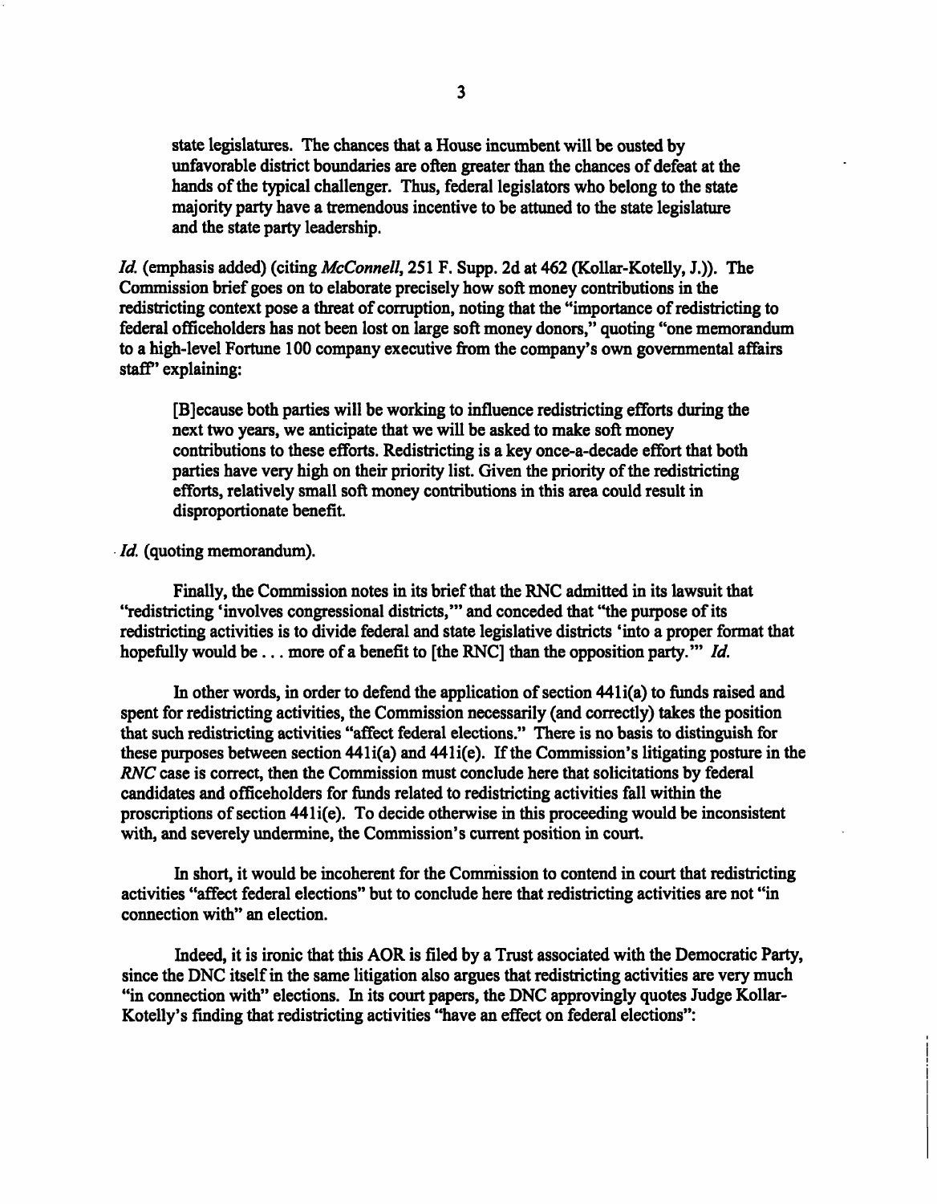> state legislatures. The chances that a House incumbent will be ousted by unfavorable district boundaries are often greater than the chances of defeat at the hands of the typical challenger. Thus, federal legislators who belong to the state majority party have a tremendous incentive to be attuned to the state legislature and the state party leadership.

*Id.* (emphasis added) (citing *McConnell*, 251 F. Supp. 2d at 462 (Kollar-Kotelly, J.)). The Commission brief goes on to elaborate precisely how soft money contributions in the redistricting context pose a threat of corruption, noting that the "importance of redistricting to federal officeholders has not been lost on large soft money donors," quoting "one memorandum to a high-level Fortune 100 company executive from the company's own governmental affairs staff" explaining:

> [B]ecause both parties will be working to influence redistricting efforts during the next two years, we anticipate that we will be asked to make soft money contributions to these efforts. Redistricting is a key once-a-decade effort that both parties have very high on their priority list. Given the priority of the redistricting efforts, relatively small soft money contributions in this area could result in disproportionate benefit.

*Id.* (quoting memorandum).

Finally, the Commission notes in its brief that the RNC admitted in its lawsuit that "redistricting 'involves congressional districts,'" and conceded that "the purpose of its redistricting activities is to divide federal and state legislative districts 'into a proper format that hopefully would be . . . more of a benefit to [the RNC] than the opposition party.'" *Id.*

In other words, in order to defend the application of section 441i(a) to funds raised and spent for redistricting activities, the Commission necessarily (and correctly) takes the position that such redistricting activities "affect federal elections." There is no basis to distinguish for these purposes between section 441i(a) and 441i(e). If the Commission's litigating posture in the *RNC* case is correct, then the Commission must conclude here that solicitations by federal candidates and officeholders for funds related to redistricting activities fall within the proscriptions of section 441i(e). To decide otherwise in this proceeding would be inconsistent with, and severely undermine, the Commission's current position in court.

In short, it would be incoherent for the Commission to contend in court that redistricting activities "affect federal elections" but to conclude here that redistricting activities are not "in connection with" an election.

Indeed, it is ironic that this AOR is filed by a Trust associated with the Democratic Party, since the DNC itself in the same litigation also argues that redistricting activities are very much "in connection with" elections. In its court papers, the DNC approvingly quotes Judge Kollar-Kotelly's finding that redistricting activities "have an effect on federal elections":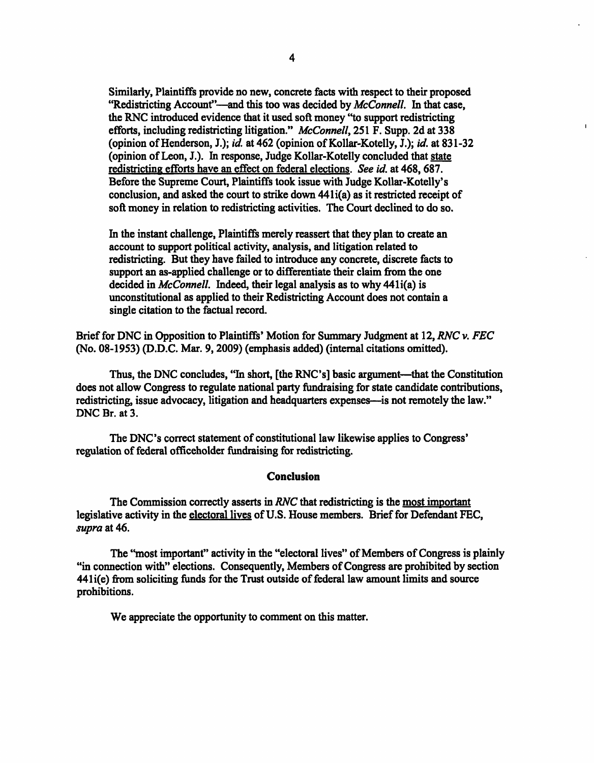> Similarly, Plaintiffs provide no new, concrete facts with respect to their proposed "Redistricting Account"—and this too was decided by *McConnell*. In that case, the RNC introduced evidence that it used soft money "to support redistricting efforts, including redistricting litigation." *McConnell*, 251 F. Supp. 2d at 338 (opinion of Henderson, J.); *id.* at 462 (opinion of Kollar-Kotelly, J.); *id.* at 831-32 (opinion of Leon, J.). In response, Judge Kollar-Kotelly concluded that <u>state redistricting efforts have an effect on federal elections</u>. *See id.* at 468, 687. Before the Supreme Court, Plaintiffs took issue with Judge Kollar-Kotelly's conclusion, and asked the court to strike down 441i(a) as it restricted receipt of soft money in relation to redistricting activities. The Court declined to do so.
>
> In the instant challenge, Plaintiffs merely reassert that they plan to create an account to support political activity, analysis, and litigation related to redistricting. But they have failed to introduce any concrete, discrete facts to support an as-applied challenge or to differentiate their claim from the one decided in *McConnell*. Indeed, their legal analysis as to why 441i(a) is unconstitutional as applied to their Redistricting Account does not contain a single citation to the factual record.

Brief for DNC in Opposition to Plaintiffs' Motion for Summary Judgment at 12, *RNC v. FEC* (No. 08-1953) (D.D.C. Mar. 9, 2009) (emphasis added) (internal citations omitted).

Thus, the DNC concludes, "In short, [the RNC's] basic argument—that the Constitution does not allow Congress to regulate national party fundraising for state candidate contributions, redistricting, issue advocacy, litigation and headquarters expenses—is not remotely the law." DNC Br. at 3.

The DNC's correct statement of constitutional law likewise applies to Congress' regulation of federal officeholder fundraising for redistricting.

## Conclusion

The Commission correctly asserts in *RNC* that redistricting is the <u>most important</u> legislative activity in the <u>electoral lives</u> of U.S. House members. Brief for Defendant FEC, *supra* at 46.

The "most important" activity in the "electoral lives" of Members of Congress is plainly "in connection with" elections. Consequently, Members of Congress are prohibited by section 441i(e) from soliciting funds for the Trust outside of federal law amount limits and source prohibitions.

We appreciate the opportunity to comment on this matter.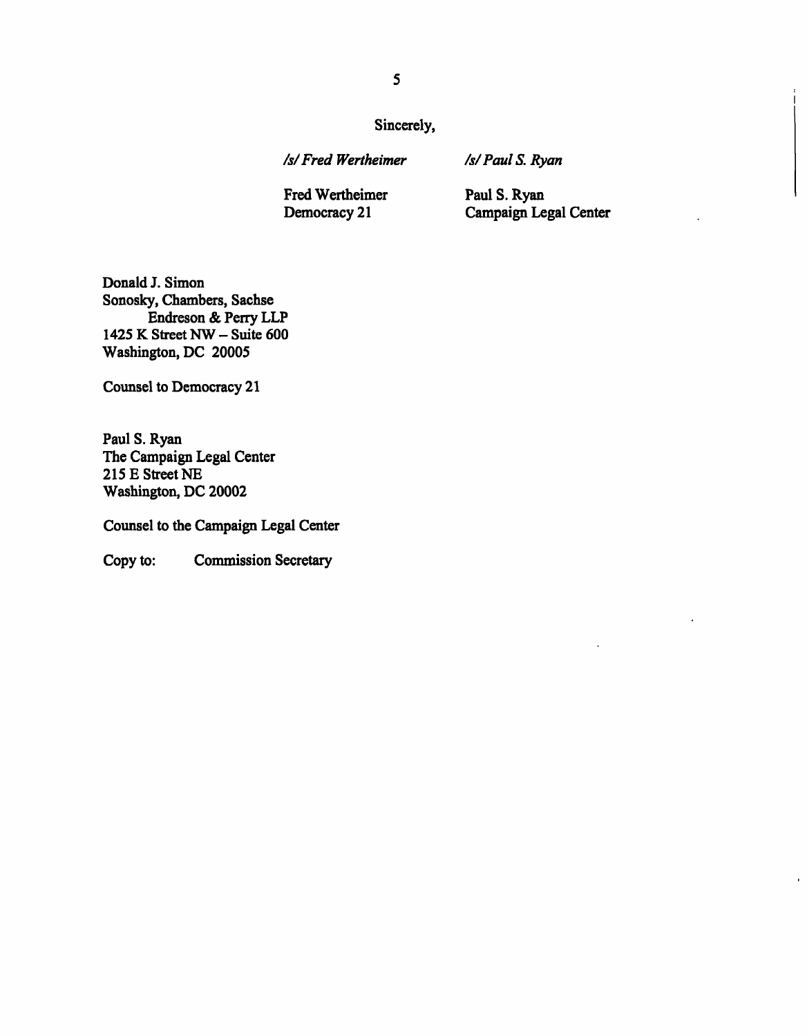Sincerely,

| | |
|---|---|
| */s/ Fred Wertheimer* | */s/ Paul S. Ryan* |
| Fred Wertheimer | Paul S. Ryan |
| Democracy 21 | Campaign Legal Center |

Donald J. Simon  
Sonosky, Chambers, Sachse  
Endreson & Perry LLP  
1425 K Street NW – Suite 600  
Washington, DC 20005

Counsel to Democracy 21

Paul S. Ryan  
The Campaign Legal Center  
215 E Street NE  
Washington, DC 20002

Counsel to the Campaign Legal Center

Copy to: Commission Secretary